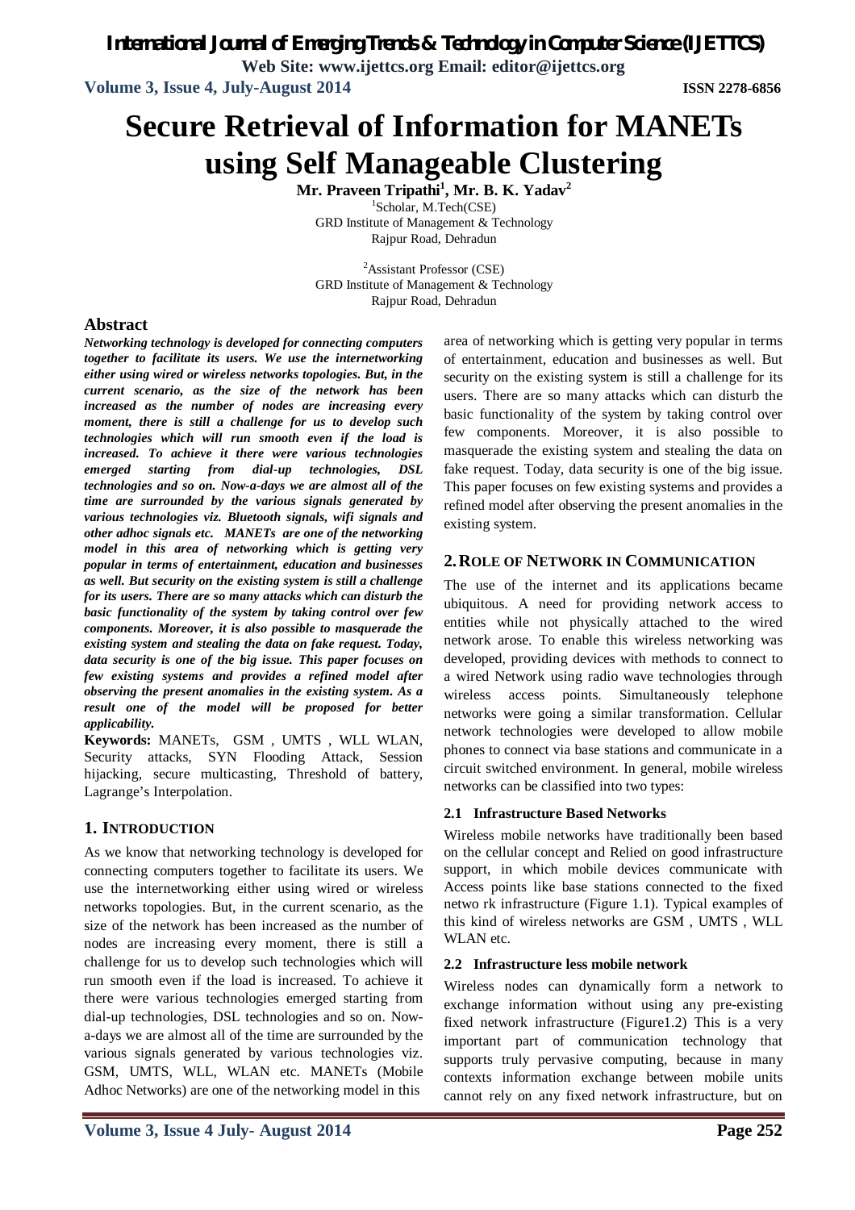# Secure Retrieval of Information for MANETs using Self Manageable Clustering

**Mr. Praveen Tripathi[1], Mr. B. K. Yadav[2]**

[1]Scholar, M.Tech(CSE)
GRD Institute of Management & Technology
Rajpur Road, Dehradun

[2]Assistant Professor (CSE)
GRD Institute of Management & Technology
Rajpur Road, Dehradun

## Abstract

***Networking technology is developed for connecting computers together to facilitate its users. We use the internetworking either using wired or wireless networks topologies. But, in the current scenario, as the size of the network has been increased as the number of nodes are increasing every moment, there is still a challenge for us to develop such technologies which will run smooth even if the load is increased. To achieve it there were various technologies emerged starting from dial-up technologies, DSL technologies and so on. Now-a-days we are almost all of the time are surrounded by the various signals generated by various technologies viz. Bluetooth signals, wifi signals and other adhoc signals etc. MANETs are one of the networking model in this area of networking which is getting very popular in terms of entertainment, education and businesses as well. But security on the existing system is still a challenge for its users. There are so many attacks which can disturb the basic functionality of the system by taking control over few components. Moreover, it is also possible to masquerade the existing system and stealing the data on fake request. Today, data security is one of the big issue. This paper focuses on few existing systems and provides a refined model after observing the present anomalies in the existing system. As a result one of the model will be proposed for better applicability.***

**Keywords:** MANETs, GSM , UMTS , WLL WLAN, Security attacks, SYN Flooding Attack, Session hijacking, secure multicasting, Threshold of battery, Lagrange's Interpolation.

## 1. INTRODUCTION

As we know that networking technology is developed for connecting computers together to facilitate its users. We use the internetworking either using wired or wireless networks topologies. But, in the current scenario, as the size of the network has been increased as the number of nodes are increasing every moment, there is still a challenge for us to develop such technologies which will run smooth even if the load is increased. To achieve it there were various technologies emerged starting from dial-up technologies, DSL technologies and so on. Now-a-days we are almost all of the time are surrounded by the various signals generated by various technologies viz. GSM, UMTS, WLL, WLAN etc. MANETs (Mobile Adhoc Networks) are one of the networking model in this area of networking which is getting very popular in terms of entertainment, education and businesses as well. But security on the existing system is still a challenge for its users. There are so many attacks which can disturb the basic functionality of the system by taking control over few components. Moreover, it is also possible to masquerade the existing system and stealing the data on fake request. Today, data security is one of the big issue. This paper focuses on few existing systems and provides a refined model after observing the present anomalies in the existing system.

## 2. ROLE OF NETWORK IN COMMUNICATION

The use of the internet and its applications became ubiquitous. A need for providing network access to entities while not physically attached to the wired network arose. To enable this wireless networking was developed, providing devices with methods to connect to a wired Network using radio wave technologies through wireless access points. Simultaneously telephone networks were going a similar transformation. Cellular network technologies were developed to allow mobile phones to connect via base stations and communicate in a circuit switched environment. In general, mobile wireless networks can be classified into two types:

### 2.1 Infrastructure Based Networks

Wireless mobile networks have traditionally been based on the cellular concept and Relied on good infrastructure support, in which mobile devices communicate with Access points like base stations connected to the fixed netwo rk infrastructure (Figure 1.1). Typical examples of this kind of wireless networks are GSM , UMTS , WLL WLAN etc.

### 2.2 Infrastructure less mobile network

Wireless nodes can dynamically form a network to exchange information without using any pre-existing fixed network infrastructure (Figure1.2) This is a very important part of communication technology that supports truly pervasive computing, because in many contexts information exchange between mobile units cannot rely on any fixed network infrastructure, but on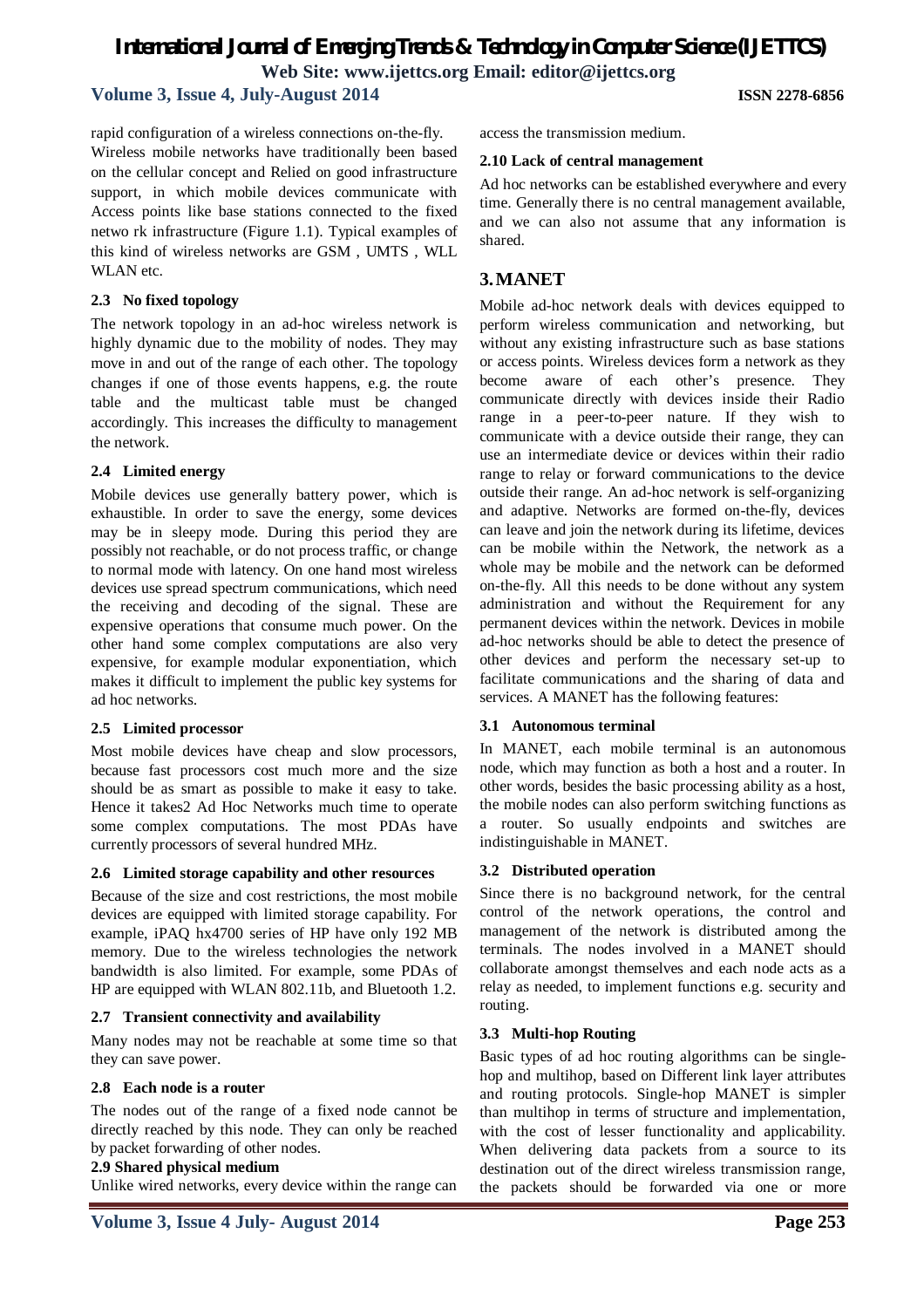rapid configuration of a wireless connections on-the-fly. Wireless mobile networks have traditionally been based on the cellular concept and Relied on good infrastructure support, in which mobile devices communicate with Access points like base stations connected to the fixed netwo rk infrastructure (Figure 1.1). Typical examples of this kind of wireless networks are GSM , UMTS , WLL WLAN etc.

### 2.3 No fixed topology

The network topology in an ad-hoc wireless network is highly dynamic due to the mobility of nodes. They may move in and out of the range of each other. The topology changes if one of those events happens, e.g. the route table and the multicast table must be changed accordingly. This increases the difficulty to management the network.

### 2.4 Limited energy

Mobile devices use generally battery power, which is exhaustible. In order to save the energy, some devices may be in sleepy mode. During this period they are possibly not reachable, or do not process traffic, or change to normal mode with latency. On one hand most wireless devices use spread spectrum communications, which need the receiving and decoding of the signal. These are expensive operations that consume much power. On the other hand some complex computations are also very expensive, for example modular exponentiation, which makes it difficult to implement the public key systems for ad hoc networks.

### 2.5 Limited processor

Most mobile devices have cheap and slow processors, because fast processors cost much more and the size should be as smart as possible to make it easy to take. Hence it takes2 Ad Hoc Networks much time to operate some complex computations. The most PDAs have currently processors of several hundred MHz.

### 2.6 Limited storage capability and other resources

Because of the size and cost restrictions, the most mobile devices are equipped with limited storage capability. For example, iPAQ hx4700 series of HP have only 192 MB memory. Due to the wireless technologies the network bandwidth is also limited. For example, some PDAs of HP are equipped with WLAN 802.11b, and Bluetooth 1.2.

### 2.7 Transient connectivity and availability

Many nodes may not be reachable at some time so that they can save power.

### 2.8 Each node is a router

The nodes out of the range of a fixed node cannot be directly reached by this node. They can only be reached by packet forwarding of other nodes.

### 2.9 Shared physical medium

Unlike wired networks, every device within the range can access the transmission medium.

### 2.10 Lack of central management

Ad hoc networks can be established everywhere and every time. Generally there is no central management available, and we can also not assume that any information is shared.

## 3. MANET

Mobile ad-hoc network deals with devices equipped to perform wireless communication and networking, but without any existing infrastructure such as base stations or access points. Wireless devices form a network as they become aware of each other's presence. They communicate directly with devices inside their Radio range in a peer-to-peer nature. If they wish to communicate with a device outside their range, they can use an intermediate device or devices within their radio range to relay or forward communications to the device outside their range. An ad-hoc network is self-organizing and adaptive. Networks are formed on-the-fly, devices can leave and join the network during its lifetime, devices can be mobile within the Network, the network as a whole may be mobile and the network can be deformed on-the-fly. All this needs to be done without any system administration and without the Requirement for any permanent devices within the network. Devices in mobile ad-hoc networks should be able to detect the presence of other devices and perform the necessary set-up to facilitate communications and the sharing of data and services. A MANET has the following features:

### 3.1 Autonomous terminal

In MANET, each mobile terminal is an autonomous node, which may function as both a host and a router. In other words, besides the basic processing ability as a host, the mobile nodes can also perform switching functions as a router. So usually endpoints and switches are indistinguishable in MANET.

### 3.2 Distributed operation

Since there is no background network, for the central control of the network operations, the control and management of the network is distributed among the terminals. The nodes involved in a MANET should collaborate amongst themselves and each node acts as a relay as needed, to implement functions e.g. security and routing.

### 3.3 Multi-hop Routing

Basic types of ad hoc routing algorithms can be single-hop and multihop, based on Different link layer attributes and routing protocols. Single-hop MANET is simpler than multihop in terms of structure and implementation, with the cost of lesser functionality and applicability. When delivering data packets from a source to its destination out of the direct wireless transmission range, the packets should be forwarded via one or more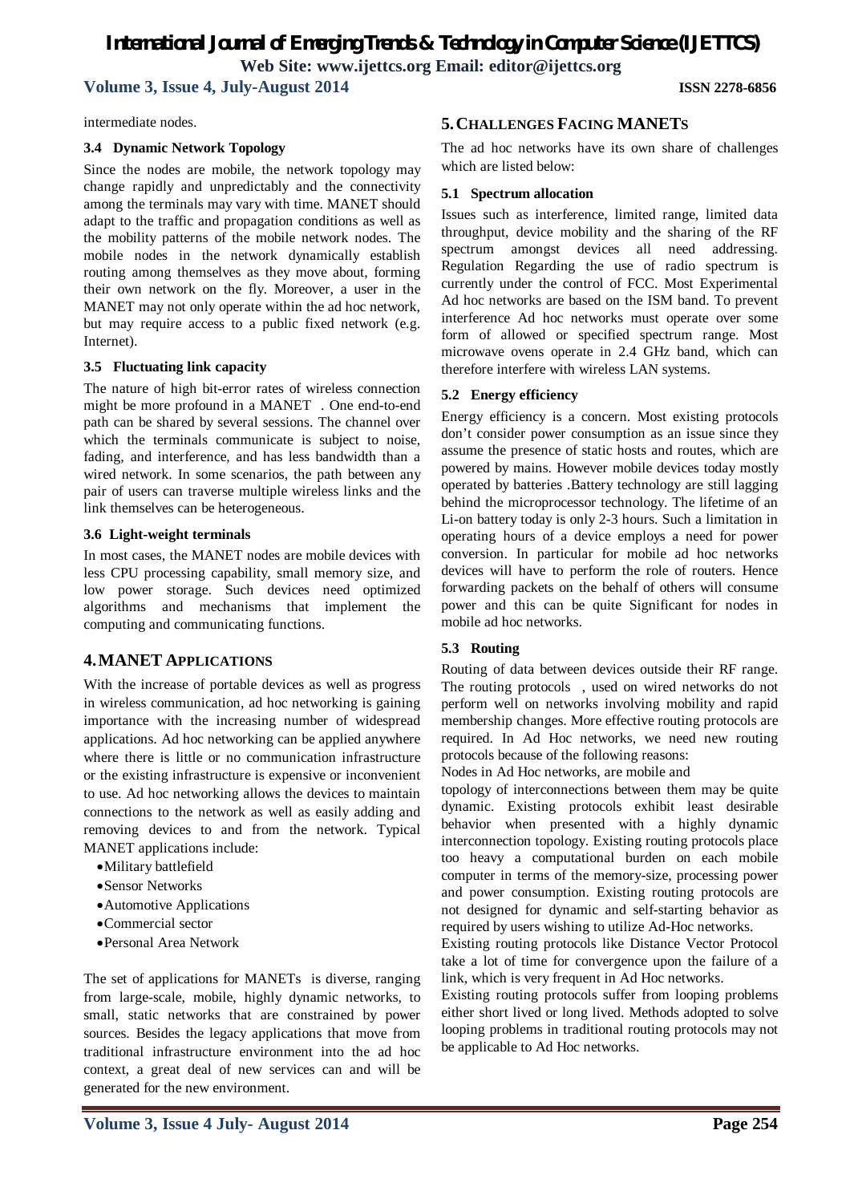intermediate nodes.

### 3.4 Dynamic Network Topology

Since the nodes are mobile, the network topology may change rapidly and unpredictably and the connectivity among the terminals may vary with time. MANET should adapt to the traffic and propagation conditions as well as the mobility patterns of the mobile network nodes. The mobile nodes in the network dynamically establish routing among themselves as they move about, forming their own network on the fly. Moreover, a user in the MANET may not only operate within the ad hoc network, but may require access to a public fixed network (e.g. Internet).

### 3.5 Fluctuating link capacity

The nature of high bit-error rates of wireless connection might be more profound in a MANET . One end-to-end path can be shared by several sessions. The channel over which the terminals communicate is subject to noise, fading, and interference, and has less bandwidth than a wired network. In some scenarios, the path between any pair of users can traverse multiple wireless links and the link themselves can be heterogeneous.

### 3.6 Light-weight terminals

In most cases, the MANET nodes are mobile devices with less CPU processing capability, small memory size, and low power storage. Such devices need optimized algorithms and mechanisms that implement the computing and communicating functions.

## 4. MANET APPLICATIONS

With the increase of portable devices as well as progress in wireless communication, ad hoc networking is gaining importance with the increasing number of widespread applications. Ad hoc networking can be applied anywhere where there is little or no communication infrastructure or the existing infrastructure is expensive or inconvenient to use. Ad hoc networking allows the devices to maintain connections to the network as well as easily adding and removing devices to and from the network. Typical MANET applications include:

- Military battlefield
- Sensor Networks
- Automotive Applications
- Commercial sector
- Personal Area Network

The set of applications for MANETs is diverse, ranging from large-scale, mobile, highly dynamic networks, to small, static networks that are constrained by power sources. Besides the legacy applications that move from traditional infrastructure environment into the ad hoc context, a great deal of new services can and will be generated for the new environment.

## 5. CHALLENGES FACING MANETS

The ad hoc networks have its own share of challenges which are listed below:

### 5.1 Spectrum allocation

Issues such as interference, limited range, limited data throughput, device mobility and the sharing of the RF spectrum amongst devices all need addressing. Regulation Regarding the use of radio spectrum is currently under the control of FCC. Most Experimental Ad hoc networks are based on the ISM band. To prevent interference Ad hoc networks must operate over some form of allowed or specified spectrum range. Most microwave ovens operate in 2.4 GHz band, which can therefore interfere with wireless LAN systems.

### 5.2 Energy efficiency

Energy efficiency is a concern. Most existing protocols don't consider power consumption as an issue since they assume the presence of static hosts and routes, which are powered by mains. However mobile devices today mostly operated by batteries .Battery technology are still lagging behind the microprocessor technology. The lifetime of an Li-on battery today is only 2-3 hours. Such a limitation in operating hours of a device employs a need for power conversion. In particular for mobile ad hoc networks devices will have to perform the role of routers. Hence forwarding packets on the behalf of others will consume power and this can be quite Significant for nodes in mobile ad hoc networks.

### 5.3 Routing

Routing of data between devices outside their RF range. The routing protocols , used on wired networks do not perform well on networks involving mobility and rapid membership changes. More effective routing protocols are required. In Ad Hoc networks, we need new routing protocols because of the following reasons:

Nodes in Ad Hoc networks, are mobile and topology of interconnections between them may be quite dynamic. Existing protocols exhibit least desirable behavior when presented with a highly dynamic interconnection topology. Existing routing protocols place too heavy a computational burden on each mobile computer in terms of the memory-size, processing power and power consumption. Existing routing protocols are not designed for dynamic and self-starting behavior as required by users wishing to utilize Ad-Hoc networks.

Existing routing protocols like Distance Vector Protocol take a lot of time for convergence upon the failure of a link, which is very frequent in Ad Hoc networks.

Existing routing protocols suffer from looping problems either short lived or long lived. Methods adopted to solve looping problems in traditional routing protocols may not be applicable to Ad Hoc networks.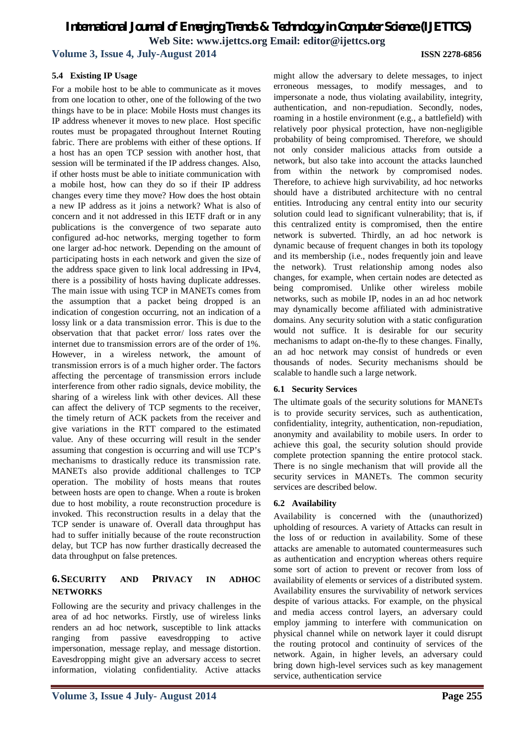### 5.4 Existing IP Usage

For a mobile host to be able to communicate as it moves from one location to other, one of the following of the two things have to be in place: Mobile Hosts must changes its IP address whenever it moves to new place. Host specific routes must be propagated throughout Internet Routing fabric. There are problems with either of these options. If a host has an open TCP session with another host, that session will be terminated if the IP address changes. Also, if other hosts must be able to initiate communication with a mobile host, how can they do so if their IP address changes every time they move? How does the host obtain a new IP address as it joins a network? What is also of concern and it not addressed in this IETF draft or in any publications is the convergence of two separate auto configured ad-hoc networks, merging together to form one larger ad-hoc network. Depending on the amount of participating hosts in each network and given the size of the address space given to link local addressing in IPv4, there is a possibility of hosts having duplicate addresses. The main issue with using TCP in MANETs comes from the assumption that a packet being dropped is an indication of congestion occurring, not an indication of a lossy link or a data transmission error. This is due to the observation that that packet error/ loss rates over the internet due to transmission errors are of the order of 1%. However, in a wireless network, the amount of transmission errors is of a much higher order. The factors affecting the percentage of transmission errors include interference from other radio signals, device mobility, the sharing of a wireless link with other devices. All these can affect the delivery of TCP segments to the receiver, the timely return of ACK packets from the receiver and give variations in the RTT compared to the estimated value. Any of these occurring will result in the sender assuming that congestion is occurring and will use TCP's mechanisms to drastically reduce its transmission rate. MANETs also provide additional challenges to TCP operation. The mobility of hosts means that routes between hosts are open to change. When a route is broken due to host mobility, a route reconstruction procedure is invoked. This reconstruction results in a delay that the TCP sender is unaware of. Overall data throughput has had to suffer initially because of the route reconstruction delay, but TCP has now further drastically decreased the data throughput on false pretences.

## 6. SECURITY AND PRIVACY IN ADHOC NETWORKS

Following are the security and privacy challenges in the area of ad hoc networks. Firstly, use of wireless links renders an ad hoc network, susceptible to link attacks ranging from passive eavesdropping to active impersonation, message replay, and message distortion. Eavesdropping might give an adversary access to secret information, violating confidentiality. Active attacks might allow the adversary to delete messages, to inject erroneous messages, to modify messages, and to impersonate a node, thus violating availability, integrity, authentication, and non-repudiation. Secondly, nodes, roaming in a hostile environment (e.g., a battlefield) with relatively poor physical protection, have non-negligible probability of being compromised. Therefore, we should not only consider malicious attacks from outside a network, but also take into account the attacks launched from within the network by compromised nodes. Therefore, to achieve high survivability, ad hoc networks should have a distributed architecture with no central entities. Introducing any central entity into our security solution could lead to significant vulnerability; that is, if this centralized entity is compromised, then the entire network is subverted. Thirdly, an ad hoc network is dynamic because of frequent changes in both its topology and its membership (i.e., nodes frequently join and leave the network). Trust relationship among nodes also changes, for example, when certain nodes are detected as being compromised. Unlike other wireless mobile networks, such as mobile IP, nodes in an ad hoc network may dynamically become affiliated with administrative domains. Any security solution with a static configuration would not suffice. It is desirable for our security mechanisms to adapt on-the-fly to these changes. Finally, an ad hoc network may consist of hundreds or even thousands of nodes. Security mechanisms should be scalable to handle such a large network.

### 6.1 Security Services

The ultimate goals of the security solutions for MANETs is to provide security services, such as authentication, confidentiality, integrity, authentication, non-repudiation, anonymity and availability to mobile users. In order to achieve this goal, the security solution should provide complete protection spanning the entire protocol stack. There is no single mechanism that will provide all the security services in MANETs. The common security services are described below.

### 6.2 Availability

Availability is concerned with the (unauthorized) upholding of resources. A variety of Attacks can result in the loss of or reduction in availability. Some of these attacks are amenable to automated countermeasures such as authentication and encryption whereas others require some sort of action to prevent or recover from loss of availability of elements or services of a distributed system. Availability ensures the survivability of network services despite of various attacks. For example, on the physical and media access control layers, an adversary could employ jamming to interfere with communication on physical channel while on network layer it could disrupt the routing protocol and continuity of services of the network. Again, in higher levels, an adversary could bring down high-level services such as key management service, authentication service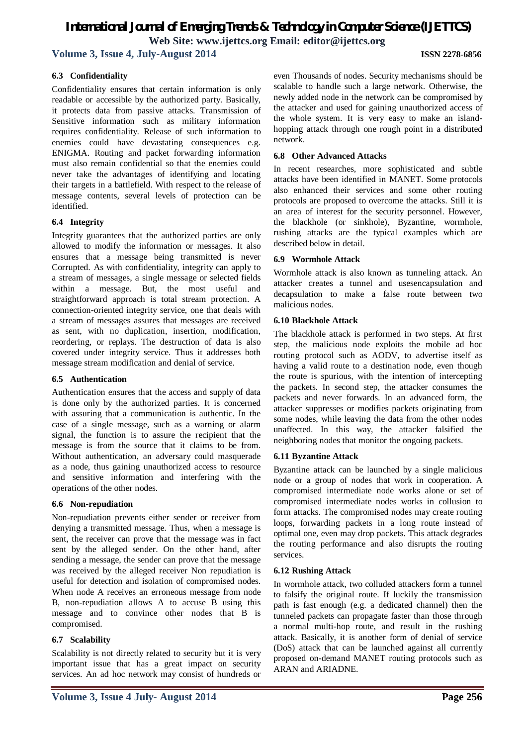### 6.3 Confidentiality

Confidentiality ensures that certain information is only readable or accessible by the authorized party. Basically, it protects data from passive attacks. Transmission of Sensitive information such as military information requires confidentiality. Release of such information to enemies could have devastating consequences e.g. ENIGMA. Routing and packet forwarding information must also remain confidential so that the enemies could never take the advantages of identifying and locating their targets in a battlefield. With respect to the release of message contents, several levels of protection can be identified.

### 6.4 Integrity

Integrity guarantees that the authorized parties are only allowed to modify the information or messages. It also ensures that a message being transmitted is never Corrupted. As with confidentiality, integrity can apply to a stream of messages, a single message or selected fields within a message. But, the most useful and straightforward approach is total stream protection. A connection-oriented integrity service, one that deals with a stream of messages assures that messages are received as sent, with no duplication, insertion, modification, reordering, or replays. The destruction of data is also covered under integrity service. Thus it addresses both message stream modification and denial of service.

### 6.5 Authentication

Authentication ensures that the access and supply of data is done only by the authorized parties. It is concerned with assuring that a communication is authentic. In the case of a single message, such as a warning or alarm signal, the function is to assure the recipient that the message is from the source that it claims to be from. Without authentication, an adversary could masquerade as a node, thus gaining unauthorized access to resource and sensitive information and interfering with the operations of the other nodes.

### 6.6 Non-repudiation

Non-repudiation prevents either sender or receiver from denying a transmitted message. Thus, when a message is sent, the receiver can prove that the message was in fact sent by the alleged sender. On the other hand, after sending a message, the sender can prove that the message was received by the alleged receiver Non repudiation is useful for detection and isolation of compromised nodes. When node A receives an erroneous message from node B, non-repudiation allows A to accuse B using this message and to convince other nodes that B is compromised.

### 6.7 Scalability

Scalability is not directly related to security but it is very important issue that has a great impact on security services. An ad hoc network may consist of hundreds or even Thousands of nodes. Security mechanisms should be scalable to handle such a large network. Otherwise, the newly added node in the network can be compromised by the attacker and used for gaining unauthorized access of the whole system. It is very easy to make an island-hopping attack through one rough point in a distributed network.

### 6.8 Other Advanced Attacks

In recent researches, more sophisticated and subtle attacks have been identified in MANET. Some protocols also enhanced their services and some other routing protocols are proposed to overcome the attacks. Still it is an area of interest for the security personnel. However, the blackhole (or sinkhole), Byzantine, wormhole, rushing attacks are the typical examples which are described below in detail.

### 6.9 Wormhole Attack

Wormhole attack is also known as tunneling attack. An attacker creates a tunnel and usesencapsulation and decapsulation to make a false route between two malicious nodes.

### 6.10 Blackhole Attack

The blackhole attack is performed in two steps. At first step, the malicious node exploits the mobile ad hoc routing protocol such as AODV, to advertise itself as having a valid route to a destination node, even though the route is spurious, with the intention of intercepting the packets. In second step, the attacker consumes the packets and never forwards. In an advanced form, the attacker suppresses or modifies packets originating from some nodes, while leaving the data from the other nodes unaffected. In this way, the attacker falsified the neighboring nodes that monitor the ongoing packets.

### 6.11 Byzantine Attack

Byzantine attack can be launched by a single malicious node or a group of nodes that work in cooperation. A compromised intermediate node works alone or set of compromised intermediate nodes works in collusion to form attacks. The compromised nodes may create routing loops, forwarding packets in a long route instead of optimal one, even may drop packets. This attack degrades the routing performance and also disrupts the routing services.

### 6.12 Rushing Attack

In wormhole attack, two colluded attackers form a tunnel to falsify the original route. If luckily the transmission path is fast enough (e.g. a dedicated channel) then the tunneled packets can propagate faster than those through a normal multi-hop route, and result in the rushing attack. Basically, it is another form of denial of service (DoS) attack that can be launched against all currently proposed on-demand MANET routing protocols such as ARAN and ARIADNE.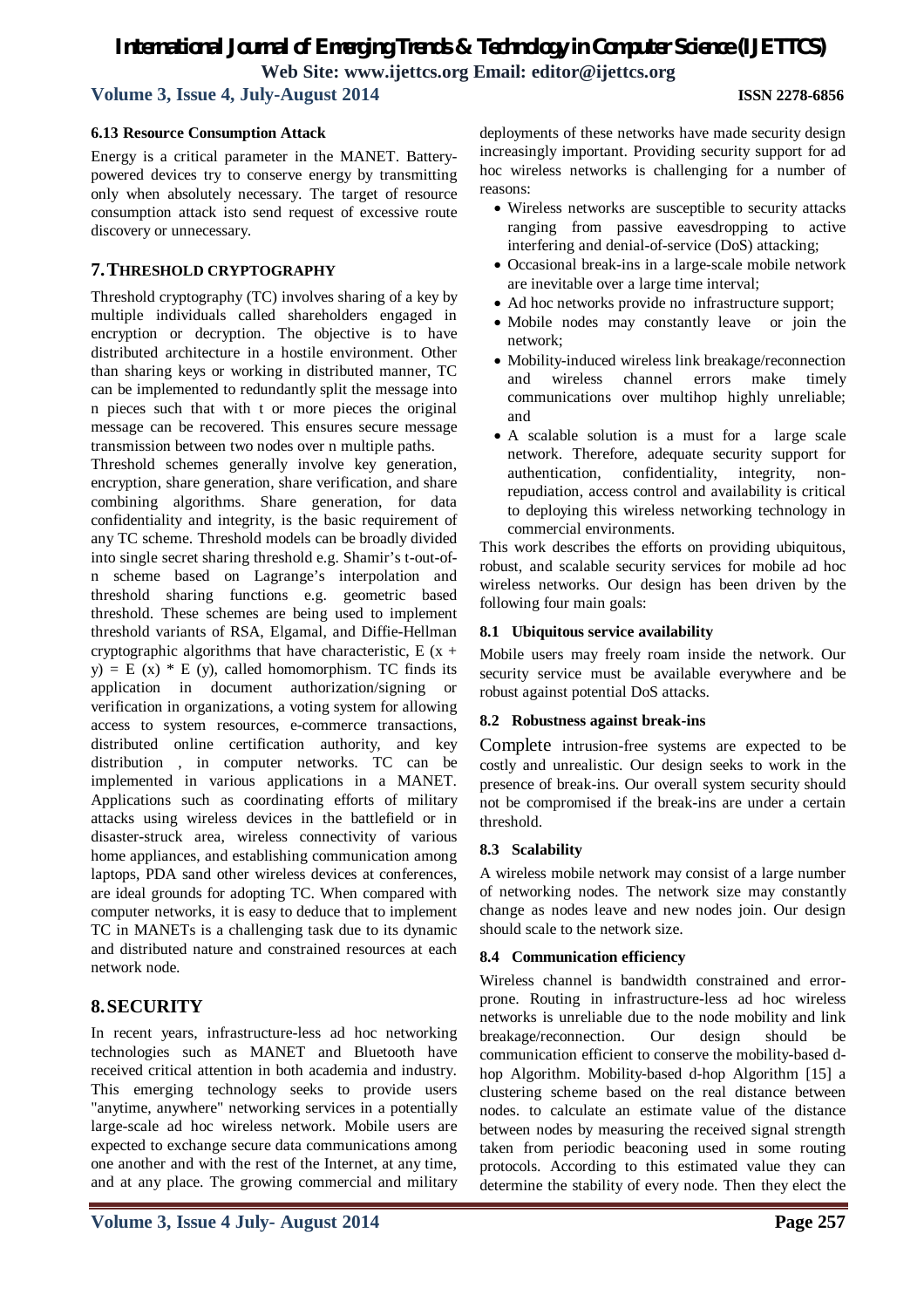### 6.13 Resource Consumption Attack

Energy is a critical parameter in the MANET. Battery-powered devices try to conserve energy by transmitting only when absolutely necessary. The target of resource consumption attack isto send request of excessive route discovery or unnecessary.

## 7. THRESHOLD CRYPTOGRAPHY

Threshold cryptography (TC) involves sharing of a key by multiple individuals called shareholders engaged in encryption or decryption. The objective is to have distributed architecture in a hostile environment. Other than sharing keys or working in distributed manner, TC can be implemented to redundantly split the message into n pieces such that with t or more pieces the original message can be recovered. This ensures secure message transmission between two nodes over n multiple paths.

Threshold schemes generally involve key generation, encryption, share generation, share verification, and share combining algorithms. Share generation, for data confidentiality and integrity, is the basic requirement of any TC scheme. Threshold models can be broadly divided into single secret sharing threshold e.g. Shamir's t-out-of-n scheme based on Lagrange's interpolation and threshold sharing functions e.g. geometric based threshold. These schemes are being used to implement threshold variants of RSA, Elgamal, and Diffie-Hellman cryptographic algorithms that have characteristic, $E(x + y) = E(x) * E(y)$, called homomorphism. TC finds its application in document authorization/signing or verification in organizations, a voting system for allowing access to system resources, e-commerce transactions, distributed online certification authority, and key distribution , in computer networks. TC can be implemented in various applications in a MANET. Applications such as coordinating efforts of military attacks using wireless devices in the battlefield or in disaster-struck area, wireless connectivity of various home appliances, and establishing communication among laptops, PDA sand other wireless devices at conferences, are ideal grounds for adopting TC. When compared with computer networks, it is easy to deduce that to implement TC in MANETs is a challenging task due to its dynamic and distributed nature and constrained resources at each network node.

## 8. SECURITY

In recent years, infrastructure-less ad hoc networking technologies such as MANET and Bluetooth have received critical attention in both academia and industry. This emerging technology seeks to provide users "anytime, anywhere" networking services in a potentially large-scale ad hoc wireless network. Mobile users are expected to exchange secure data communications among one another and with the rest of the Internet, at any time, and at any place. The growing commercial and military deployments of these networks have made security design increasingly important. Providing security support for ad hoc wireless networks is challenging for a number of reasons:

- Wireless networks are susceptible to security attacks ranging from passive eavesdropping to active interfering and denial-of-service (DoS) attacking;
- Occasional break-ins in a large-scale mobile network are inevitable over a large time interval;
- Ad hoc networks provide no infrastructure support;
- Mobile nodes may constantly leave or join the network;
- Mobility-induced wireless link breakage/reconnection and wireless channel errors make timely communications over multihop highly unreliable; and
- A scalable solution is a must for a large scale network. Therefore, adequate security support for authentication, confidentiality, integrity, non-repudiation, access control and availability is critical to deploying this wireless networking technology in commercial environments.

This work describes the efforts on providing ubiquitous, robust, and scalable security services for mobile ad hoc wireless networks. Our design has been driven by the following four main goals:

### 8.1 Ubiquitous service availability

Mobile users may freely roam inside the network. Our security service must be available everywhere and be robust against potential DoS attacks.

### 8.2 Robustness against break-ins

Complete intrusion-free systems are expected to be costly and unrealistic. Our design seeks to work in the presence of break-ins. Our overall system security should not be compromised if the break-ins are under a certain threshold.

### 8.3 Scalability

A wireless mobile network may consist of a large number of networking nodes. The network size may constantly change as nodes leave and new nodes join. Our design should scale to the network size.

### 8.4 Communication efficiency

Wireless channel is bandwidth constrained and error-prone. Routing in infrastructure-less ad hoc wireless networks is unreliable due to the node mobility and link breakage/reconnection. Our design should be communication efficient to conserve the mobility-based d-hop Algorithm. Mobility-based d-hop Algorithm [15] a clustering scheme based on the real distance between nodes. to calculate an estimate value of the distance between nodes by measuring the received signal strength taken from periodic beaconing used in some routing protocols. According to this estimated value they can determine the stability of every node. Then they elect the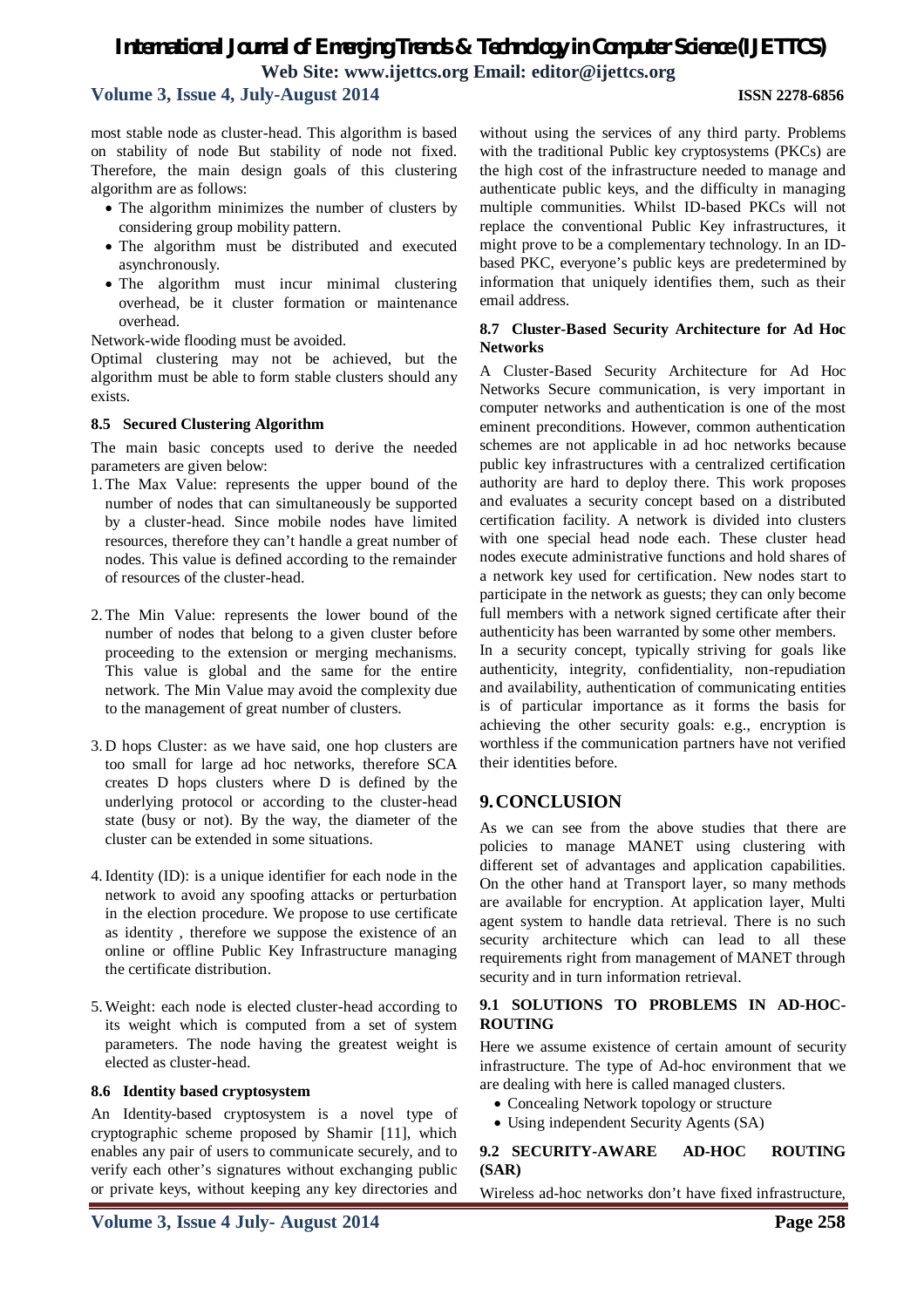most stable node as cluster-head. This algorithm is based on stability of node But stability of node not fixed. Therefore, the main design goals of this clustering algorithm are as follows:

- The algorithm minimizes the number of clusters by considering group mobility pattern.
- The algorithm must be distributed and executed asynchronously.
- The algorithm must incur minimal clustering overhead, be it cluster formation or maintenance overhead.

Network-wide flooding must be avoided.

Optimal clustering may not be achieved, but the algorithm must be able to form stable clusters should any exists.

### 8.5 Secured Clustering Algorithm

The main basic concepts used to derive the needed parameters are given below:

1. The Max Value: represents the upper bound of the number of nodes that can simultaneously be supported by a cluster-head. Since mobile nodes have limited resources, therefore they can't handle a great number of nodes. This value is defined according to the remainder of resources of the cluster-head.

2. The Min Value: represents the lower bound of the number of nodes that belong to a given cluster before proceeding to the extension or merging mechanisms. This value is global and the same for the entire network. The Min Value may avoid the complexity due to the management of great number of clusters.

3. D hops Cluster: as we have said, one hop clusters are too small for large ad hoc networks, therefore SCA creates D hops clusters where D is defined by the underlying protocol or according to the cluster-head state (busy or not). By the way, the diameter of the cluster can be extended in some situations.

4. Identity (ID): is a unique identifier for each node in the network to avoid any spoofing attacks or perturbation in the election procedure. We propose to use certificate as identity , therefore we suppose the existence of an online or offline Public Key Infrastructure managing the certificate distribution.

5. Weight: each node is elected cluster-head according to its weight which is computed from a set of system parameters. The node having the greatest weight is elected as cluster-head.

### 8.6 Identity based cryptosystem

An Identity-based cryptosystem is a novel type of cryptographic scheme proposed by Shamir [11], which enables any pair of users to communicate securely, and to verify each other's signatures without exchanging public or private keys, without keeping any key directories and without using the services of any third party. Problems with the traditional Public key cryptosystems (PKCs) are the high cost of the infrastructure needed to manage and authenticate public keys, and the difficulty in managing multiple communities. Whilst ID-based PKCs will not replace the conventional Public Key infrastructures, it might prove to be a complementary technology. In an ID-based PKC, everyone's public keys are predetermined by information that uniquely identifies them, such as their email address.

### 8.7 Cluster-Based Security Architecture for Ad Hoc Networks

A Cluster-Based Security Architecture for Ad Hoc Networks Secure communication, is very important in computer networks and authentication is one of the most eminent preconditions. However, common authentication schemes are not applicable in ad hoc networks because public key infrastructures with a centralized certification authority are hard to deploy there. This work proposes and evaluates a security concept based on a distributed certification facility. A network is divided into clusters with one special head node each. These cluster head nodes execute administrative functions and hold shares of a network key used for certification. New nodes start to participate in the network as guests; they can only become full members with a network signed certificate after their authenticity has been warranted by some other members.

In a security concept, typically striving for goals like authenticity, integrity, confidentiality, non-repudiation and availability, authentication of communicating entities is of particular importance as it forms the basis for achieving the other security goals: e.g., encryption is worthless if the communication partners have not verified their identities before.

## 9. CONCLUSION

As we can see from the above studies that there are policies to manage MANET using clustering with different set of advantages and application capabilities. On the other hand at Transport layer, so many methods are available for encryption. At application layer, Multi agent system to handle data retrieval. There is no such security architecture which can lead to all these requirements right from management of MANET through security and in turn information retrieval.

### 9.1 SOLUTIONS TO PROBLEMS IN AD-HOC-ROUTING

Here we assume existence of certain amount of security infrastructure. The type of Ad-hoc environment that we are dealing with here is called managed clusters.

- Concealing Network topology or structure
- Using independent Security Agents (SA)

### 9.2 SECURITY-AWARE AD-HOC ROUTING (SAR)

Wireless ad-hoc networks don't have fixed infrastructure,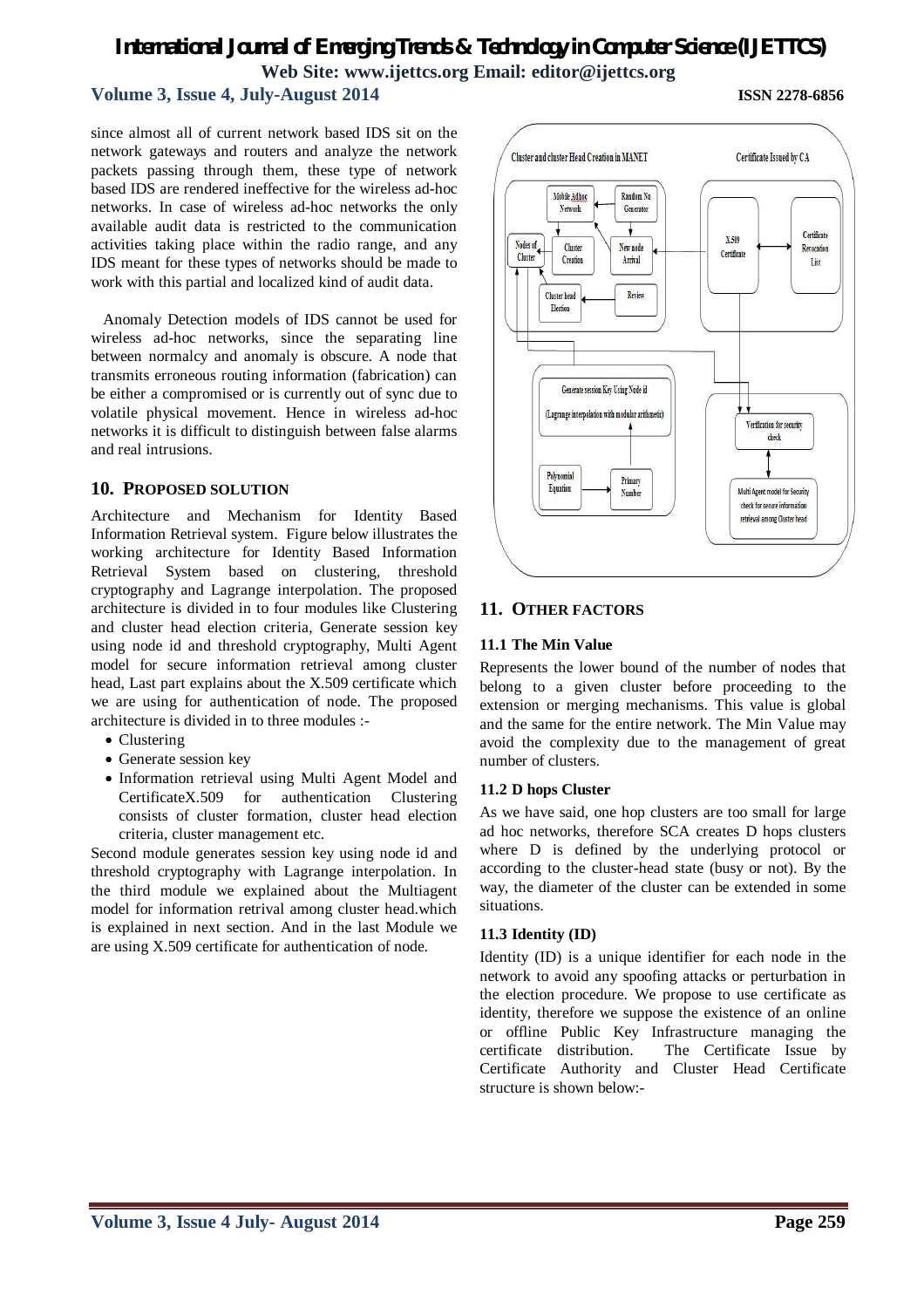since almost all of current network based IDS sit on the network gateways and routers and analyze the network packets passing through them, these type of network based IDS are rendered ineffective for the wireless ad-hoc networks. In case of wireless ad-hoc networks the only available audit data is restricted to the communication activities taking place within the radio range, and any IDS meant for these types of networks should be made to work with this partial and localized kind of audit data.

Anomaly Detection models of IDS cannot be used for wireless ad-hoc networks, since the separating line between normalcy and anomaly is obscure. A node that transmits erroneous routing information (fabrication) can be either a compromised or is currently out of sync due to volatile physical movement. Hence in wireless ad-hoc networks it is difficult to distinguish between false alarms and real intrusions.

## 10. PROPOSED SOLUTION

Architecture and Mechanism for Identity Based Information Retrieval system. Figure below illustrates the working architecture for Identity Based Information Retrieval System based on clustering, threshold cryptography and Lagrange interpolation. The proposed architecture is divided in to four modules like Clustering and cluster head election criteria, Generate session key using node id and threshold cryptography, Multi Agent model for secure information retrieval among cluster head, Last part explains about the X.509 certificate which we are using for authentication of node. The proposed architecture is divided in to three modules :-

- Clustering
- Generate session key
- Information retrieval using Multi Agent Model and CertificateX.509 for authentication Clustering consists of cluster formation, cluster head election criteria, cluster management etc.

Second module generates session key using node id and threshold cryptography with Lagrange interpolation. In the third module we explained about the Multiagent model for information retrival among cluster head.which is explained in next section. And in the last Module we are using X.509 certificate for authentication of node.

Cluster and cluster Head Creation in MANET | Certificate Issued by CA

Mobile Adhoc Network | Random No Generator | Nodes of Cluster | Cluster Creation | New node Arrival | Cluster head Election | Review | X.509 Certificate | Certificate Revocation List | Generate session Key Using Node id (Lagrange interpolation with modular arithmetic) | Polynomial Equation | Primary Number | Verification for security check | Multi Agent model for Security check for secure information retrieval among Cluster head

## 11. OTHER FACTORS

### 11.1 The Min Value

Represents the lower bound of the number of nodes that belong to a given cluster before proceeding to the extension or merging mechanisms. This value is global and the same for the entire network. The Min Value may avoid the complexity due to the management of great number of clusters.

### 11.2 D hops Cluster

As we have said, one hop clusters are too small for large ad hoc networks, therefore SCA creates D hops clusters where D is defined by the underlying protocol or according to the cluster-head state (busy or not). By the way, the diameter of the cluster can be extended in some situations.

### 11.3 Identity (ID)

Identity (ID) is a unique identifier for each node in the network to avoid any spoofing attacks or perturbation in the election procedure. We propose to use certificate as identity, therefore we suppose the existence of an online or offline Public Key Infrastructure managing the certificate distribution. The Certificate Issue by Certificate Authority and Cluster Head Certificate structure is shown below:-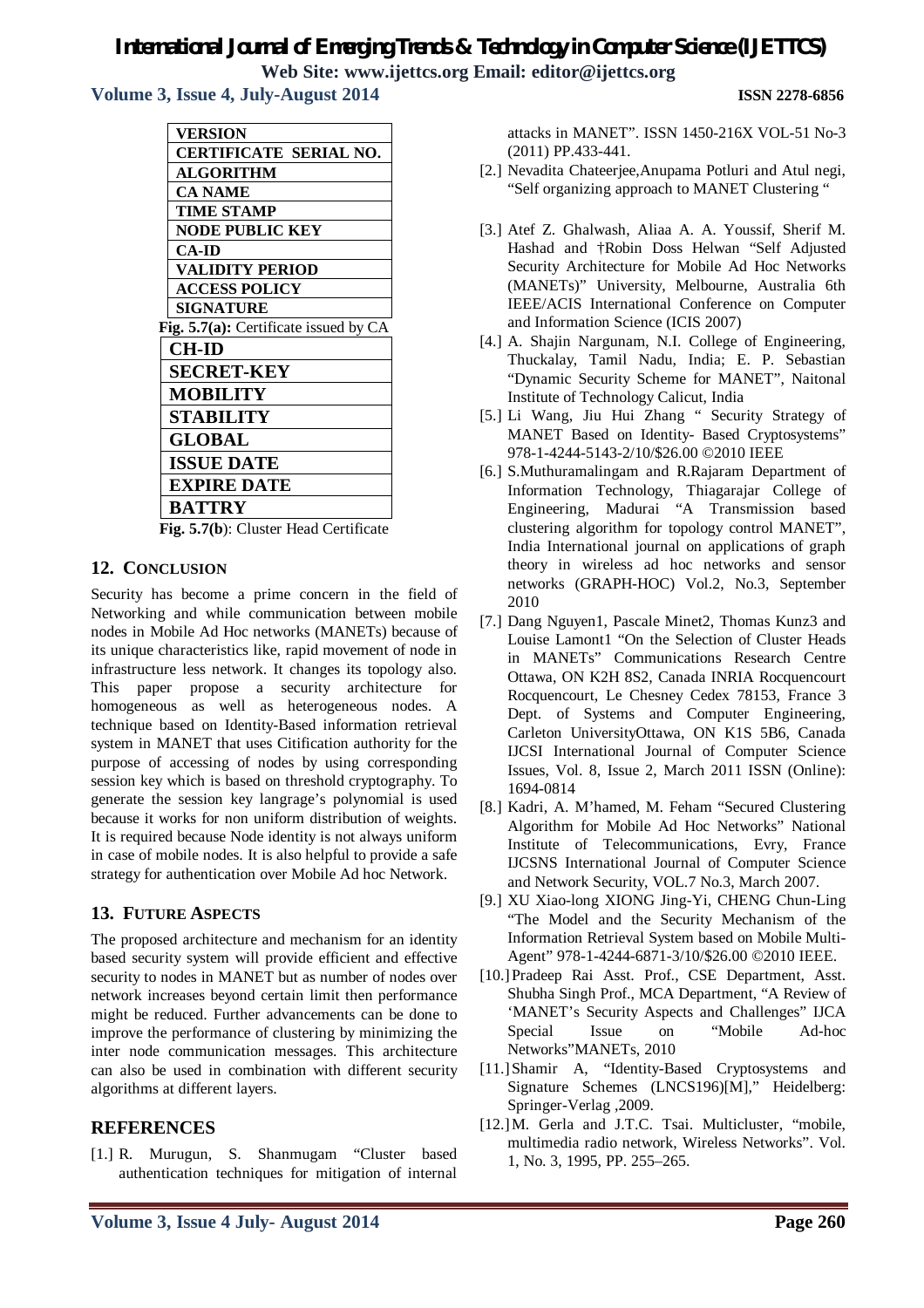| VERSION |
| --- |
| CERTIFICATE SERIAL NO. |
| ALGORITHM |
| CA NAME |
| TIME STAMP |
| NODE PUBLIC KEY |
| CA-ID |
| VALIDITY PERIOD |
| ACCESS POLICY |
| SIGNATURE |

**Fig. 5.7(a):** Certificate issued by CA

| CH-ID |
| --- |
| SECRET-KEY |
| MOBILITY |
| STABILITY |
| GLOBAL |
| ISSUE DATE |
| EXPIRE DATE |
| BATTRY |

**Fig. 5.7(b)**: Cluster Head Certificate

## 12. CONCLUSION

Security has become a prime concern in the field of Networking and while communication between mobile nodes in Mobile Ad Hoc networks (MANETs) because of its unique characteristics like, rapid movement of node in infrastructure less network. It changes its topology also. This paper propose a security architecture for homogeneous as well as heterogeneous nodes. A technique based on Identity-Based information retrieval system in MANET that uses Citification authority for the purpose of accessing of nodes by using corresponding session key which is based on threshold cryptography. To generate the session key langrage's polynomial is used because it works for non uniform distribution of weights. It is required because Node identity is not always uniform in case of mobile nodes. It is also helpful to provide a safe strategy for authentication over Mobile Ad hoc Network.

## 13. FUTURE ASPECTS

The proposed architecture and mechanism for an identity based security system will provide efficient and effective security to nodes in MANET but as number of nodes over network increases beyond certain limit then performance might be reduced. Further advancements can be done to improve the performance of clustering by minimizing the inter node communication messages. This architecture can also be used in combination with different security algorithms at different layers.

## REFERENCES

[1.] R. Murugun, S. Shanmugam "Cluster based authentication techniques for mitigation of internal attacks in MANET". ISSN 1450-216X VOL-51 No-3 (2011) PP.433-441.

[2.] Nevadita Chateerjee,Anupama Potluri and Atul negi, "Self organizing approach to MANET Clustering "

[3.] Atef Z. Ghalwash, Aliaa A. A. Youssif, Sherif M. Hashad and †Robin Doss Helwan "Self Adjusted Security Architecture for Mobile Ad Hoc Networks (MANETs)" University, Melbourne, Australia 6th IEEE/ACIS International Conference on Computer and Information Science (ICIS 2007)

[4.] A. Shajin Nargunam, N.I. College of Engineering, Thuckalay, Tamil Nadu, India; E. P. Sebastian "Dynamic Security Scheme for MANET", Naitonal Institute of Technology Calicut, India

[5.] Li Wang, Jiu Hui Zhang " Security Strategy of MANET Based on Identity- Based Cryptosystems" 978-1-4244-5143-2/10/$26.00 ©2010 IEEE

[6.] S.Muthuramalingam and R.Rajaram Department of Information Technology, Thiagarajar College of Engineering, Madurai "A Transmission based clustering algorithm for topology control MANET", India International journal on applications of graph theory in wireless ad hoc networks and sensor networks (GRAPH-HOC) Vol.2, No.3, September 2010

[7.] Dang Nguyen1, Pascale Minet2, Thomas Kunz3 and Louise Lamont1 "On the Selection of Cluster Heads in MANETs" Communications Research Centre Ottawa, ON K2H 8S2, Canada INRIA Rocquencourt Rocquencourt, Le Chesney Cedex 78153, France 3 Dept. of Systems and Computer Engineering, Carleton UniversityOttawa, ON K1S 5B6, Canada IJCSI International Journal of Computer Science Issues, Vol. 8, Issue 2, March 2011 ISSN (Online): 1694-0814

[8.] Kadri, A. M'hamed, M. Feham "Secured Clustering Algorithm for Mobile Ad Hoc Networks" National Institute of Telecommunications, Evry, France IJCSNS International Journal of Computer Science and Network Security, VOL.7 No.3, March 2007.

[9.] XU Xiao-long XIONG Jing-Yi, CHENG Chun-Ling "The Model and the Security Mechanism of the Information Retrieval System based on Mobile Multi-Agent" 978-1-4244-6871-3/10/$26.00 ©2010 IEEE.

[10.] Pradeep Rai Asst. Prof., CSE Department, Asst. Shubha Singh Prof., MCA Department, "A Review of 'MANET's Security Aspects and Challenges" IJCA Special Issue on "Mobile Ad-hoc Networks"MANETs, 2010

[11.] Shamir A, "Identity-Based Cryptosystems and Signature Schemes (LNCS196)[M]," Heidelberg: Springer-Verlag ,2009.

[12.] M. Gerla and J.T.C. Tsai. Multicluster, "mobile, multimedia radio network, Wireless Networks". Vol. 1, No. 3, 1995, PP. 255–265.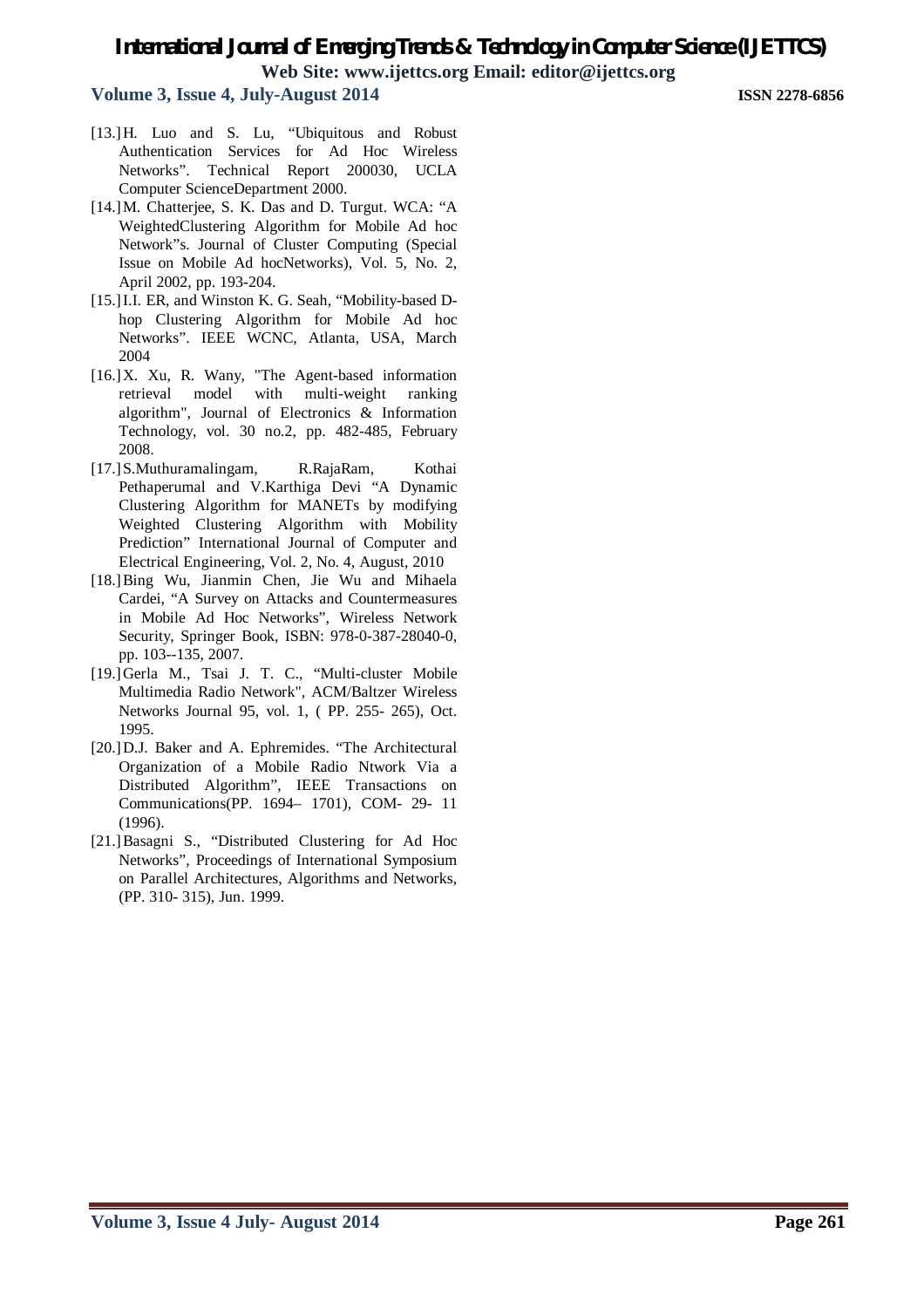[13.] H. Luo and S. Lu, "Ubiquitous and Robust Authentication Services for Ad Hoc Wireless Networks". Technical Report 200030, UCLA Computer ScienceDepartment 2000.

[14.] M. Chatterjee, S. K. Das and D. Turgut. WCA: "A WeightedClustering Algorithm for Mobile Ad hoc Network"s. Journal of Cluster Computing (Special Issue on Mobile Ad hocNetworks), Vol. 5, No. 2, April 2002, pp. 193-204.

[15.] I.I. ER, and Winston K. G. Seah, "Mobility-based D-hop Clustering Algorithm for Mobile Ad hoc Networks". IEEE WCNC, Atlanta, USA, March 2004

[16.] X. Xu, R. Wany, "The Agent-based information retrieval model with multi-weight ranking algorithm", Journal of Electronics & Information Technology, vol. 30 no.2, pp. 482-485, February 2008.

[17.] S.Muthuramalingam, R.RajaRam, Kothai Pethaperumal and V.Karthiga Devi "A Dynamic Clustering Algorithm for MANETs by modifying Weighted Clustering Algorithm with Mobility Prediction" International Journal of Computer and Electrical Engineering, Vol. 2, No. 4, August, 2010

[18.] Bing Wu, Jianmin Chen, Jie Wu and Mihaela Cardei, "A Survey on Attacks and Countermeasures in Mobile Ad Hoc Networks", Wireless Network Security, Springer Book, ISBN: 978-0-387-28040-0, pp. 103--135, 2007.

[19.] Gerla M., Tsai J. T. C., "Multi-cluster Mobile Multimedia Radio Network", ACM/Baltzer Wireless Networks Journal 95, vol. 1, ( PP. 255- 265), Oct. 1995.

[20.] D.J. Baker and A. Ephremides. "The Architectural Organization of a Mobile Radio Ntwork Via a Distributed Algorithm", IEEE Transactions on Communications(PP. 1694– 1701), COM- 29- 11 (1996).

[21.] Basagni S., "Distributed Clustering for Ad Hoc Networks", Proceedings of International Symposium on Parallel Architectures, Algorithms and Networks, (PP. 310- 315), Jun. 1999.